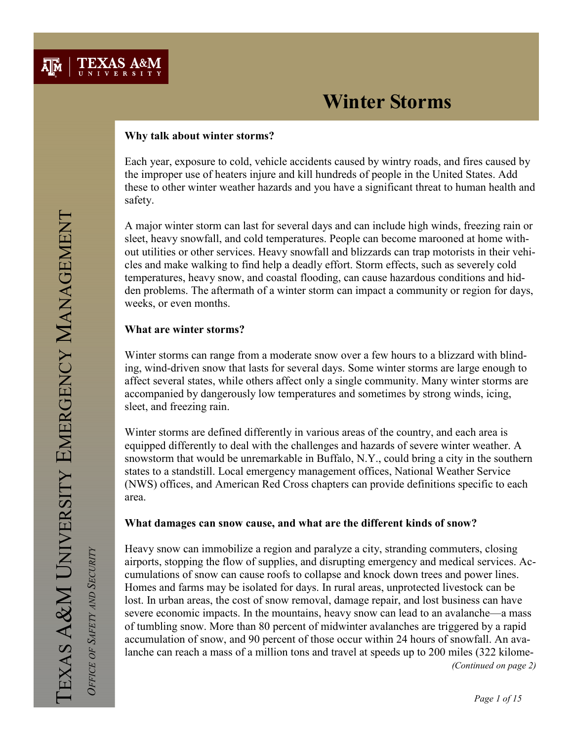# Winter Storms

**Why talk about winter storms?**

Each year, exposure to cold, vehicle accidents caused by wintry roads, and fires caused by the improper use of heaters injure and kill hundreds of people in the United States. Add these to other winter weather hazards and you have a significant threat to human health and safety.

A major winter storm can last for several days and can include high winds, freezing rain or sleet, heavy snowfall, and cold temperatures. People can become marooned at home without utilities or other services. Heavy snowfall and blizzards can trap motorists in their vehicles and make walking to find help a deadly effort. Storm effects, such as severely cold temperatures, heavy snow, and coastal flooding, can cause hazardous conditions and hidden problems. The aftermath of a winter storm can impact a community or region for days, weeks, or even months.

**What are winter storms?**

Winter storms can range from a moderate snow over a few hours to a blizzard with blinding, wind-driven snow that lasts for several days. Some winter storms are large enough to affect several states, while others affect only a single community. Many winter storms are accompanied by dangerously low temperatures and sometimes by strong winds, icing, sleet, and freezing rain.

Winter storms are defined differently in various areas of the country, and each area is equipped differently to deal with the challenges and hazards of severe winter weather. A snowstorm that would be unremarkable in Buffalo, N.Y., could bring a city in the southern states to a standstill. Local emergency management offices, National Weather Service (NWS) offices, and American Red Cross chapters can provide definitions specific to each area.

**What damages can snow cause, and what are the different kinds of snow?**

Heavy snow can immobilize a region and paralyze a city, stranding commuters, closing airports, stopping the flow of supplies, and disrupting emergency and medical services. Accumulations of snow can cause roofs to collapse and knock down trees and power lines. Homes and farms may be isolated for days. In rural areas, unprotected livestock can be lost. In urban areas, the cost of snow removal, damage repair, and lost business can have severe economic impacts. In the mountains, heavy snow can lead to an avalanche—a mass of tumbling snow. More than 80 percent of midwinter avalanches are triggered by a rapid accumulation of snow, and 90 percent of those occur within 24 hours of snowfall. An avalanche can reach a mass of a million tons and travel at speeds up to 200 miles (322 kilome-

*(Continued on page 2)*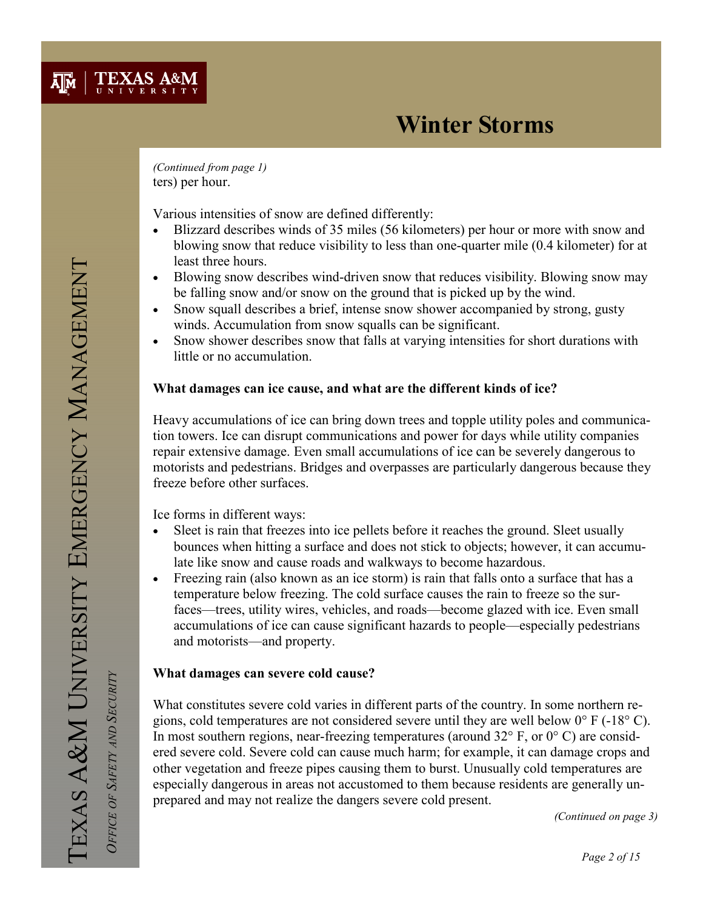*(Continued from page 1)*
ters) per hour.

Various intensities of snow are defined differently:

- Blizzard describes winds of 35 miles (56 kilometers) per hour or more with snow and blowing snow that reduce visibility to less than one-quarter mile (0.4 kilometer) for at least three hours.
- Blowing snow describes wind-driven snow that reduces visibility. Blowing snow may be falling snow and/or snow on the ground that is picked up by the wind.
- Snow squall describes a brief, intense snow shower accompanied by strong, gusty winds. Accumulation from snow squalls can be significant.
- Snow shower describes snow that falls at varying intensities for short durations with little or no accumulation.

**What damages can ice cause, and what are the different kinds of ice?**

Heavy accumulations of ice can bring down trees and topple utility poles and communication towers. Ice can disrupt communications and power for days while utility companies repair extensive damage. Even small accumulations of ice can be severely dangerous to motorists and pedestrians. Bridges and overpasses are particularly dangerous because they freeze before other surfaces.

Ice forms in different ways:

- Sleet is rain that freezes into ice pellets before it reaches the ground. Sleet usually bounces when hitting a surface and does not stick to objects; however, it can accumulate like snow and cause roads and walkways to become hazardous.
- Freezing rain (also known as an ice storm) is rain that falls onto a surface that has a temperature below freezing. The cold surface causes the rain to freeze so the surfaces—trees, utility wires, vehicles, and roads—become glazed with ice. Even small accumulations of ice can cause significant hazards to people—especially pedestrians and motorists—and property.

**What damages can severe cold cause?**

What constitutes severe cold varies in different parts of the country. In some northern regions, cold temperatures are not considered severe until they are well below 0° F (-18° C). In most southern regions, near-freezing temperatures (around 32° F, or 0° C) are considered severe cold. Severe cold can cause much harm; for example, it can damage crops and other vegetation and freeze pipes causing them to burst. Unusually cold temperatures are especially dangerous in areas not accustomed to them because residents are generally unprepared and may not realize the dangers severe cold present.

*(Continued on page 3)*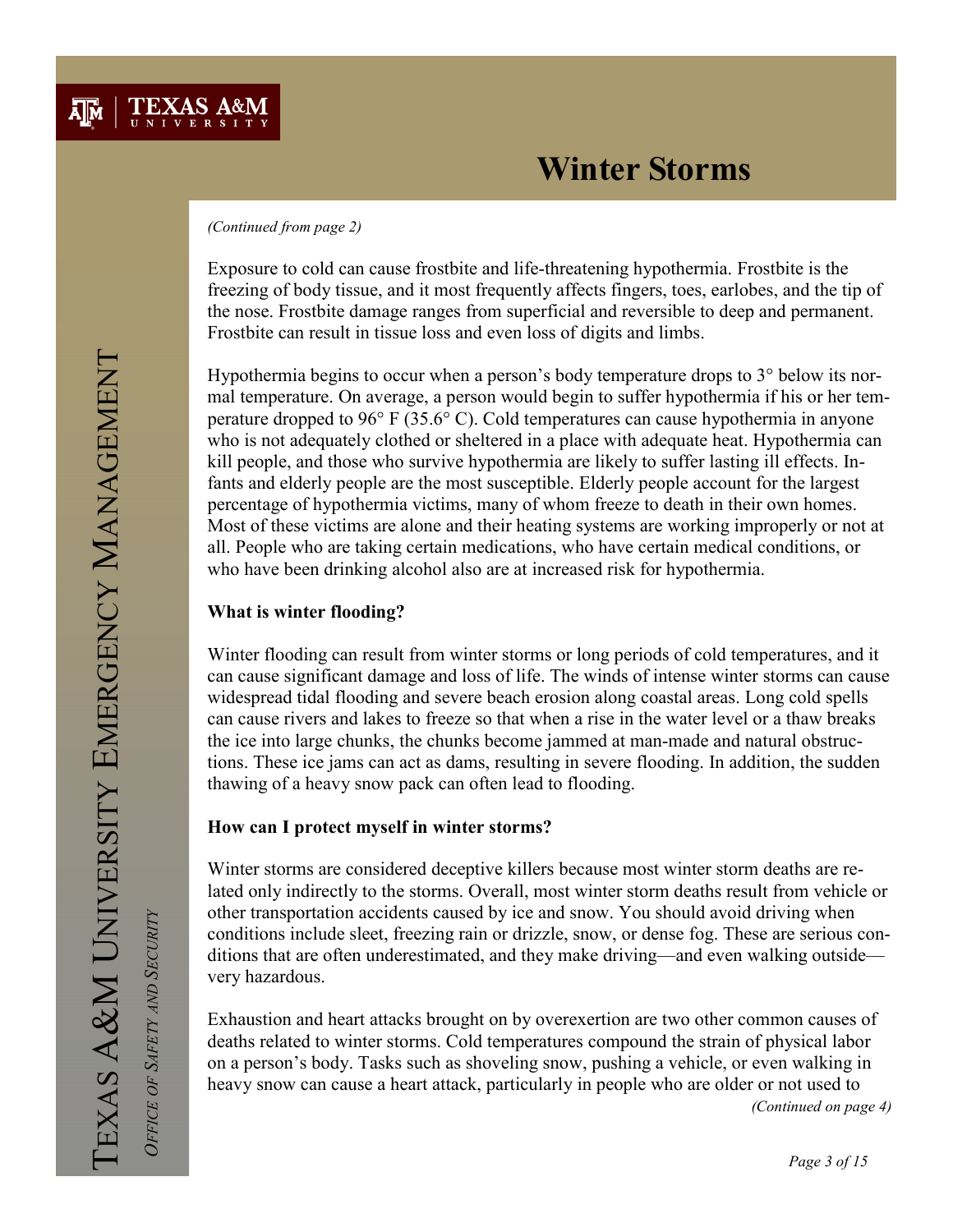*(Continued from page 2)*

Exposure to cold can cause frostbite and life-threatening hypothermia. Frostbite is the freezing of body tissue, and it most frequently affects fingers, toes, earlobes, and the tip of the nose. Frostbite damage ranges from superficial and reversible to deep and permanent. Frostbite can result in tissue loss and even loss of digits and limbs.

Hypothermia begins to occur when a person's body temperature drops to 3° below its normal temperature. On average, a person would begin to suffer hypothermia if his or her temperature dropped to 96° F (35.6° C). Cold temperatures can cause hypothermia in anyone who is not adequately clothed or sheltered in a place with adequate heat. Hypothermia can kill people, and those who survive hypothermia are likely to suffer lasting ill effects. Infants and elderly people are the most susceptible. Elderly people account for the largest percentage of hypothermia victims, many of whom freeze to death in their own homes. Most of these victims are alone and their heating systems are working improperly or not at all. People who are taking certain medications, who have certain medical conditions, or who have been drinking alcohol also are at increased risk for hypothermia.

**What is winter flooding?**

Winter flooding can result from winter storms or long periods of cold temperatures, and it can cause significant damage and loss of life. The winds of intense winter storms can cause widespread tidal flooding and severe beach erosion along coastal areas. Long cold spells can cause rivers and lakes to freeze so that when a rise in the water level or a thaw breaks the ice into large chunks, the chunks become jammed at man-made and natural obstructions. These ice jams can act as dams, resulting in severe flooding. In addition, the sudden thawing of a heavy snow pack can often lead to flooding.

**How can I protect myself in winter storms?**

Winter storms are considered deceptive killers because most winter storm deaths are related only indirectly to the storms. Overall, most winter storm deaths result from vehicle or other transportation accidents caused by ice and snow. You should avoid driving when conditions include sleet, freezing rain or drizzle, snow, or dense fog. These are serious conditions that are often underestimated, and they make driving—and even walking outside—very hazardous.

Exhaustion and heart attacks brought on by overexertion are two other common causes of deaths related to winter storms. Cold temperatures compound the strain of physical labor on a person's body. Tasks such as shoveling snow, pushing a vehicle, or even walking in heavy snow can cause a heart attack, particularly in people who are older or not used to

*(Continued on page 4)*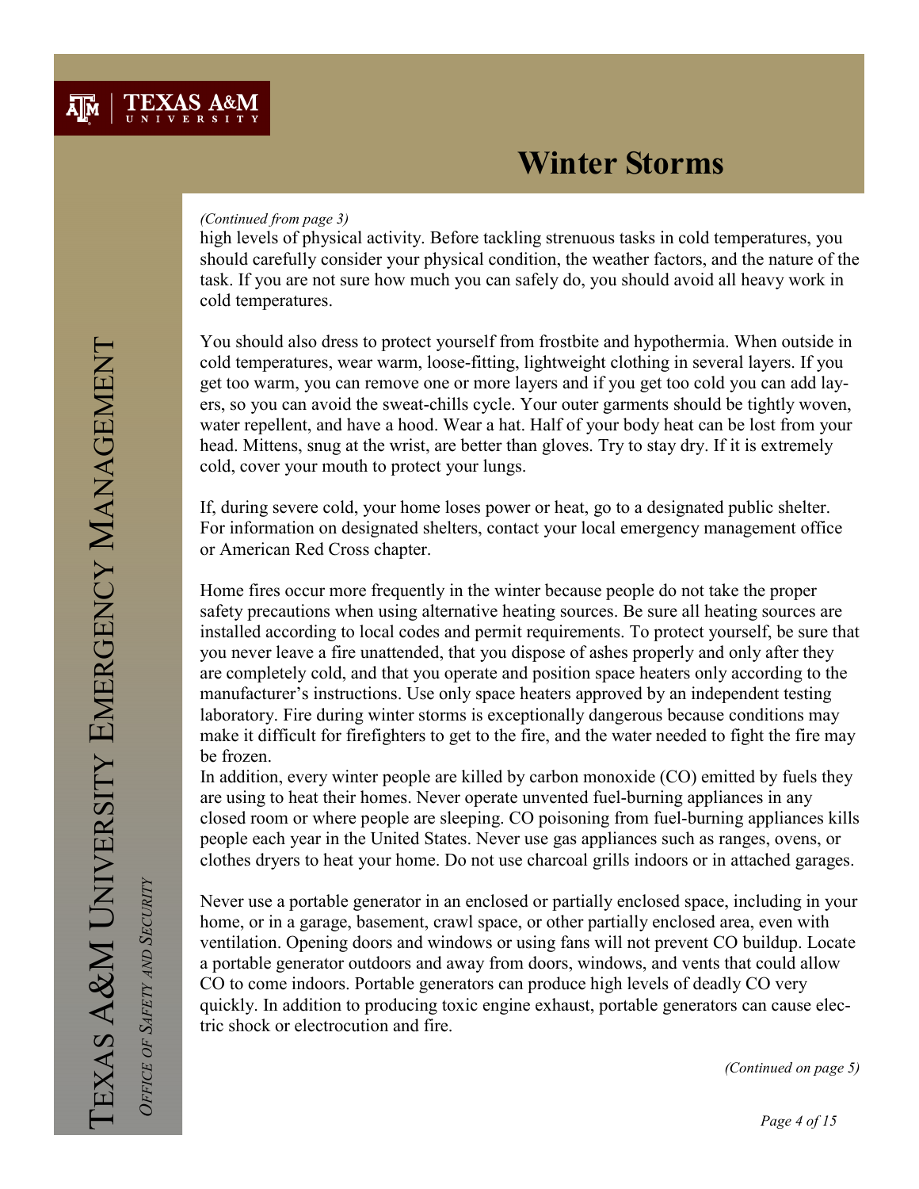# Winter Storms

*(Continued from page 3)*

high levels of physical activity. Before tackling strenuous tasks in cold temperatures, you should carefully consider your physical condition, the weather factors, and the nature of the task. If you are not sure how much you can safely do, you should avoid all heavy work in cold temperatures.

You should also dress to protect yourself from frostbite and hypothermia. When outside in cold temperatures, wear warm, loose-fitting, lightweight clothing in several layers. If you get too warm, you can remove one or more layers and if you get too cold you can add layers, so you can avoid the sweat-chills cycle. Your outer garments should be tightly woven, water repellent, and have a hood. Wear a hat. Half of your body heat can be lost from your head. Mittens, snug at the wrist, are better than gloves. Try to stay dry. If it is extremely cold, cover your mouth to protect your lungs.

If, during severe cold, your home loses power or heat, go to a designated public shelter. For information on designated shelters, contact your local emergency management office or American Red Cross chapter.

Home fires occur more frequently in the winter because people do not take the proper safety precautions when using alternative heating sources. Be sure all heating sources are installed according to local codes and permit requirements. To protect yourself, be sure that you never leave a fire unattended, that you dispose of ashes properly and only after they are completely cold, and that you operate and position space heaters only according to the manufacturer's instructions. Use only space heaters approved by an independent testing laboratory. Fire during winter storms is exceptionally dangerous because conditions may make it difficult for firefighters to get to the fire, and the water needed to fight the fire may be frozen.

In addition, every winter people are killed by carbon monoxide (CO) emitted by fuels they are using to heat their homes. Never operate unvented fuel-burning appliances in any closed room or where people are sleeping. CO poisoning from fuel-burning appliances kills people each year in the United States. Never use gas appliances such as ranges, ovens, or clothes dryers to heat your home. Do not use charcoal grills indoors or in attached garages.

Never use a portable generator in an enclosed or partially enclosed space, including in your home, or in a garage, basement, crawl space, or other partially enclosed area, even with ventilation. Opening doors and windows or using fans will not prevent CO buildup. Locate a portable generator outdoors and away from doors, windows, and vents that could allow CO to come indoors. Portable generators can produce high levels of deadly CO very quickly. In addition to producing toxic engine exhaust, portable generators can cause electric shock or electrocution and fire.

*(Continued on page 5)*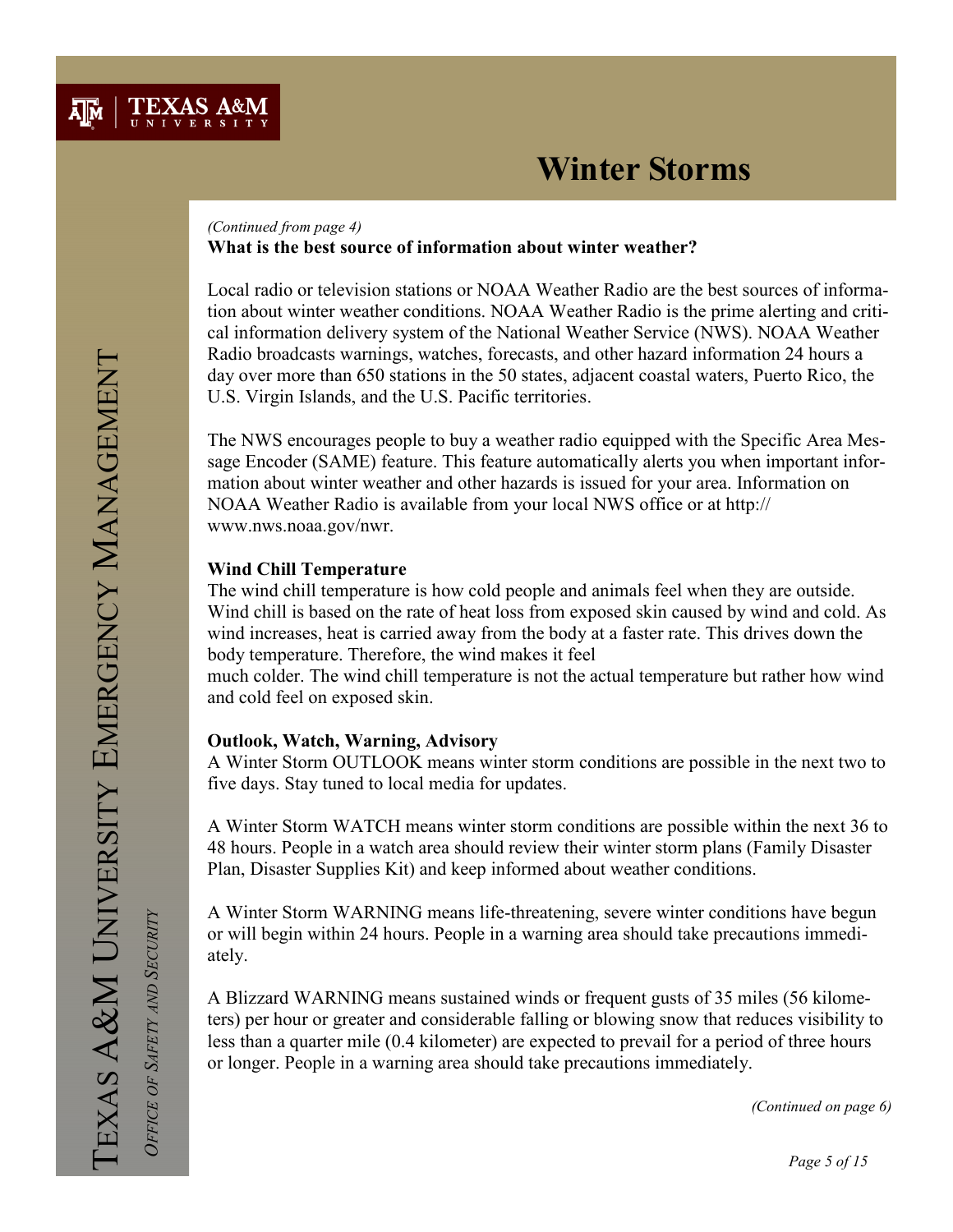# Winter Storms

*(Continued from page 4)*

**What is the best source of information about winter weather?**

Local radio or television stations or NOAA Weather Radio are the best sources of information about winter weather conditions. NOAA Weather Radio is the prime alerting and critical information delivery system of the National Weather Service (NWS). NOAA Weather Radio broadcasts warnings, watches, forecasts, and other hazard information 24 hours a day over more than 650 stations in the 50 states, adjacent coastal waters, Puerto Rico, the U.S. Virgin Islands, and the U.S. Pacific territories.

The NWS encourages people to buy a weather radio equipped with the Specific Area Message Encoder (SAME) feature. This feature automatically alerts you when important information about winter weather and other hazards is issued for your area. Information on NOAA Weather Radio is available from your local NWS office or at http://www.nws.noaa.gov/nwr.

**Wind Chill Temperature**

The wind chill temperature is how cold people and animals feel when they are outside. Wind chill is based on the rate of heat loss from exposed skin caused by wind and cold. As wind increases, heat is carried away from the body at a faster rate. This drives down the body temperature. Therefore, the wind makes it feel much colder. The wind chill temperature is not the actual temperature but rather how wind and cold feel on exposed skin.

**Outlook, Watch, Warning, Advisory**

A Winter Storm OUTLOOK means winter storm conditions are possible in the next two to five days. Stay tuned to local media for updates.

A Winter Storm WATCH means winter storm conditions are possible within the next 36 to 48 hours. People in a watch area should review their winter storm plans (Family Disaster Plan, Disaster Supplies Kit) and keep informed about weather conditions.

A Winter Storm WARNING means life-threatening, severe winter conditions have begun or will begin within 24 hours. People in a warning area should take precautions immediately.

A Blizzard WARNING means sustained winds or frequent gusts of 35 miles (56 kilometers) per hour or greater and considerable falling or blowing snow that reduces visibility to less than a quarter mile (0.4 kilometer) are expected to prevail for a period of three hours or longer. People in a warning area should take precautions immediately.

*(Continued on page 6)*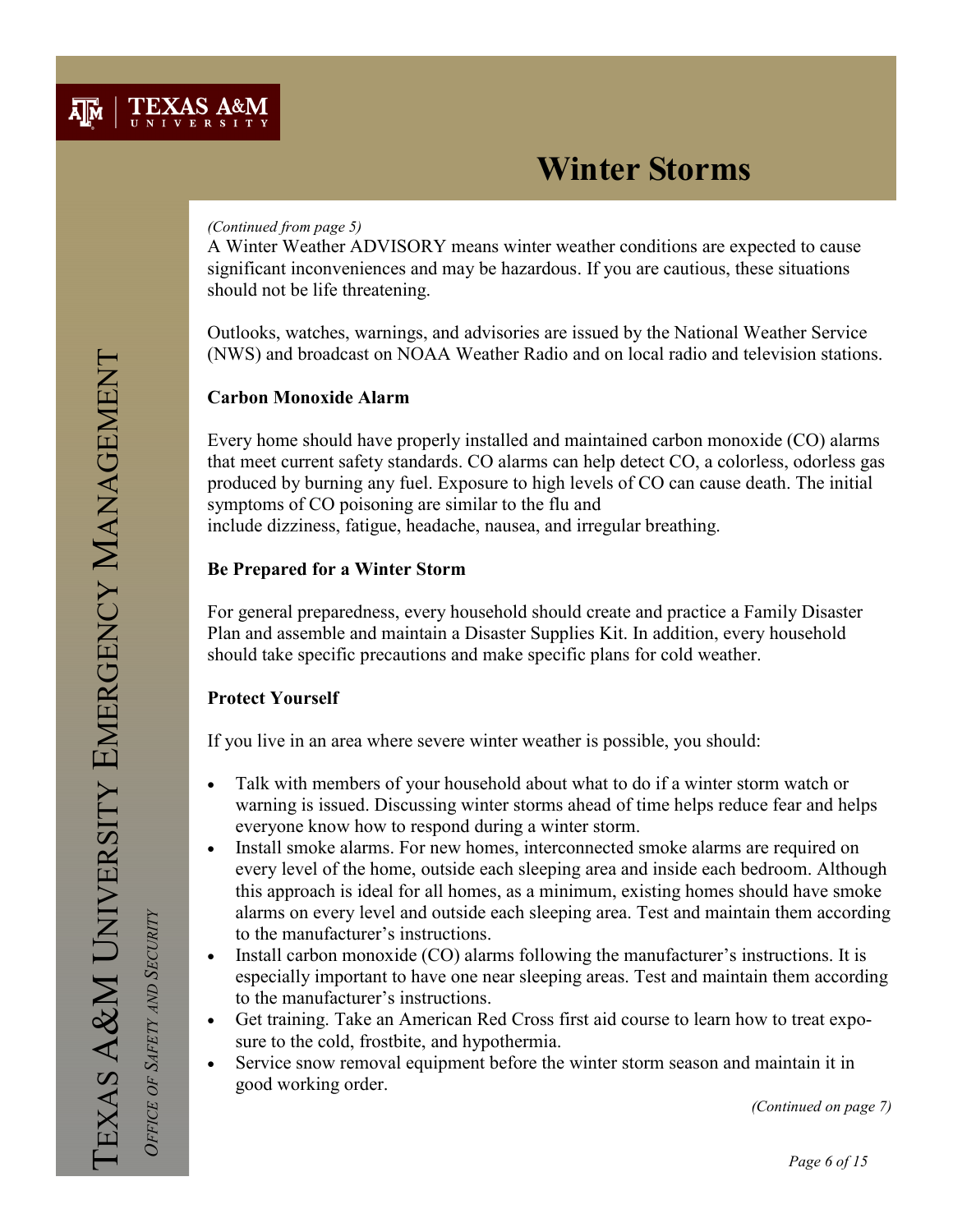// Winter Storms

*(Continued from page 5)*

A Winter Weather ADVISORY means winter weather conditions are expected to cause significant inconveniences and may be hazardous. If you are cautious, these situations should not be life threatening.

Outlooks, watches, warnings, and advisories are issued by the National Weather Service (NWS) and broadcast on NOAA Weather Radio and on local radio and television stations.

**Carbon Monoxide Alarm**

Every home should have properly installed and maintained carbon monoxide (CO) alarms that meet current safety standards. CO alarms can help detect CO, a colorless, odorless gas produced by burning any fuel. Exposure to high levels of CO can cause death. The initial symptoms of CO poisoning are similar to the flu and include dizziness, fatigue, headache, nausea, and irregular breathing.

**Be Prepared for a Winter Storm**

For general preparedness, every household should create and practice a Family Disaster Plan and assemble and maintain a Disaster Supplies Kit. In addition, every household should take specific precautions and make specific plans for cold weather.

**Protect Yourself**

If you live in an area where severe winter weather is possible, you should:

- Talk with members of your household about what to do if a winter storm watch or warning is issued. Discussing winter storms ahead of time helps reduce fear and helps everyone know how to respond during a winter storm.
- Install smoke alarms. For new homes, interconnected smoke alarms are required on every level of the home, outside each sleeping area and inside each bedroom. Although this approach is ideal for all homes, as a minimum, existing homes should have smoke alarms on every level and outside each sleeping area. Test and maintain them according to the manufacturer's instructions.
- Install carbon monoxide (CO) alarms following the manufacturer's instructions. It is especially important to have one near sleeping areas. Test and maintain them according to the manufacturer's instructions.
- Get training. Take an American Red Cross first aid course to learn how to treat exposure to the cold, frostbite, and hypothermia.
- Service snow removal equipment before the winter storm season and maintain it in good working order.

*(Continued on page 7)*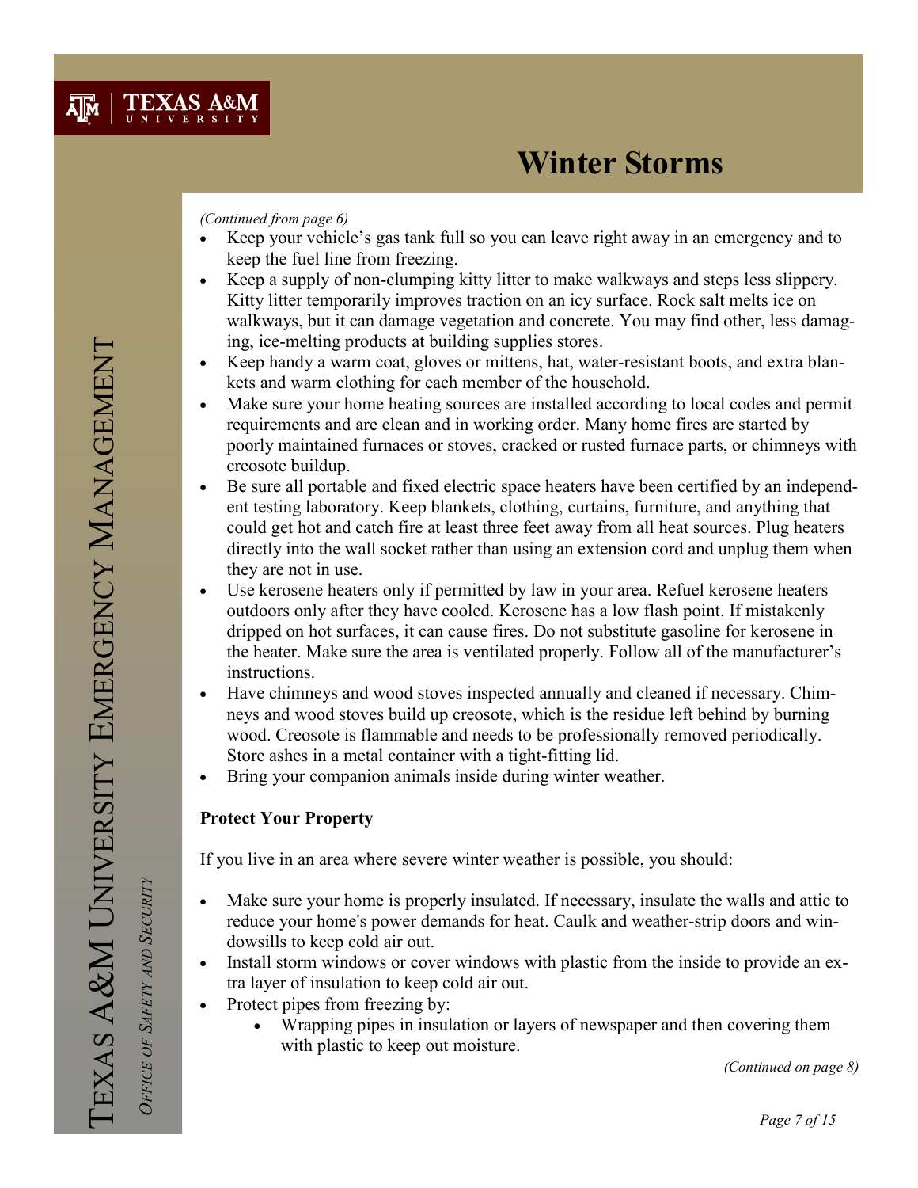# Winter Storms

*(Continued from page 6)*

- Keep your vehicle's gas tank full so you can leave right away in an emergency and to keep the fuel line from freezing.
- Keep a supply of non-clumping kitty litter to make walkways and steps less slippery. Kitty litter temporarily improves traction on an icy surface. Rock salt melts ice on walkways, but it can damage vegetation and concrete. You may find other, less damaging, ice-melting products at building supplies stores.
- Keep handy a warm coat, gloves or mittens, hat, water-resistant boots, and extra blankets and warm clothing for each member of the household.
- Make sure your home heating sources are installed according to local codes and permit requirements and are clean and in working order. Many home fires are started by poorly maintained furnaces or stoves, cracked or rusted furnace parts, or chimneys with creosote buildup.
- Be sure all portable and fixed electric space heaters have been certified by an independent testing laboratory. Keep blankets, clothing, curtains, furniture, and anything that could get hot and catch fire at least three feet away from all heat sources. Plug heaters directly into the wall socket rather than using an extension cord and unplug them when they are not in use.
- Use kerosene heaters only if permitted by law in your area. Refuel kerosene heaters outdoors only after they have cooled. Kerosene has a low flash point. If mistakenly dripped on hot surfaces, it can cause fires. Do not substitute gasoline for kerosene in the heater. Make sure the area is ventilated properly. Follow all of the manufacturer's instructions.
- Have chimneys and wood stoves inspected annually and cleaned if necessary. Chimneys and wood stoves build up creosote, which is the residue left behind by burning wood. Creosote is flammable and needs to be professionally removed periodically. Store ashes in a metal container with a tight-fitting lid.
- Bring your companion animals inside during winter weather.

**Protect Your Property**

If you live in an area where severe winter weather is possible, you should:

- Make sure your home is properly insulated. If necessary, insulate the walls and attic to reduce your home's power demands for heat. Caulk and weather-strip doors and windowsills to keep cold air out.
- Install storm windows or cover windows with plastic from the inside to provide an extra layer of insulation to keep cold air out.
- Protect pipes from freezing by:
    - Wrapping pipes in insulation or layers of newspaper and then covering them with plastic to keep out moisture.

*(Continued on page 8)*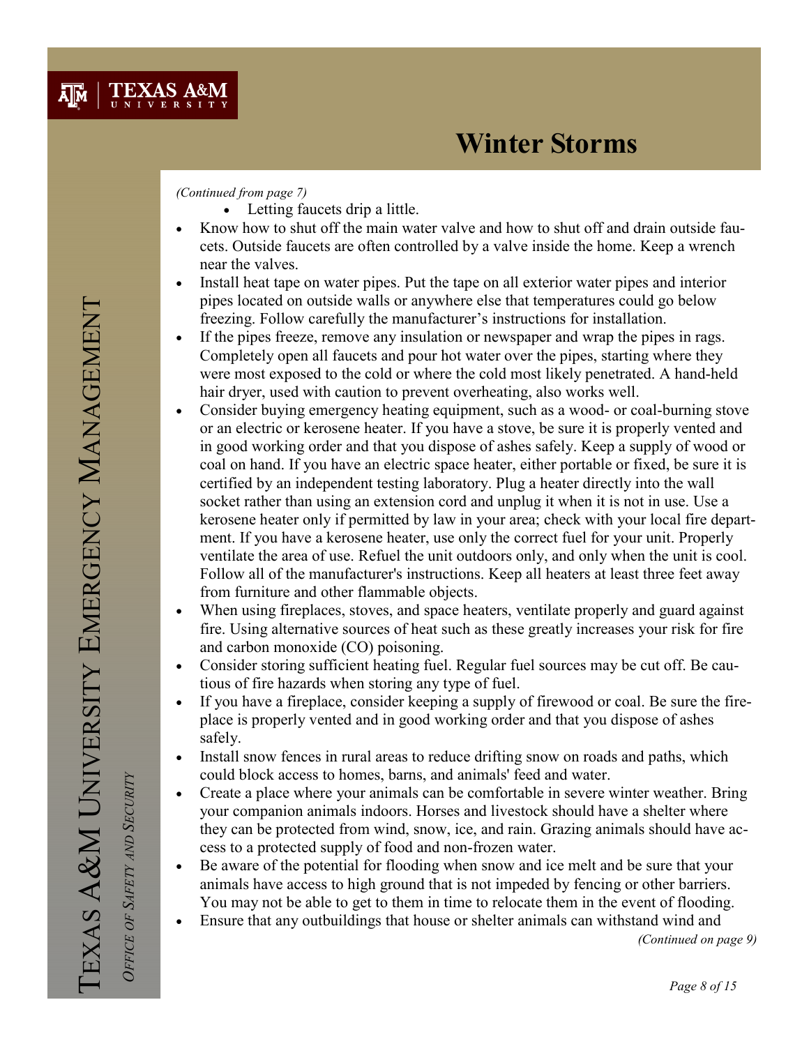# Winter Storms

*(Continued from page 7)*

    - Letting faucets drip a little.
- Know how to shut off the main water valve and how to shut off and drain outside faucets. Outside faucets are often controlled by a valve inside the home. Keep a wrench near the valves.
- Install heat tape on water pipes. Put the tape on all exterior water pipes and interior pipes located on outside walls or anywhere else that temperatures could go below freezing. Follow carefully the manufacturer's instructions for installation.
- If the pipes freeze, remove any insulation or newspaper and wrap the pipes in rags. Completely open all faucets and pour hot water over the pipes, starting where they were most exposed to the cold or where the cold most likely penetrated. A hand-held hair dryer, used with caution to prevent overheating, also works well.
- Consider buying emergency heating equipment, such as a wood- or coal-burning stove or an electric or kerosene heater. If you have a stove, be sure it is properly vented and in good working order and that you dispose of ashes safely. Keep a supply of wood or coal on hand. If you have an electric space heater, either portable or fixed, be sure it is certified by an independent testing laboratory. Plug a heater directly into the wall socket rather than using an extension cord and unplug it when it is not in use. Use a kerosene heater only if permitted by law in your area; check with your local fire department. If you have a kerosene heater, use only the correct fuel for your unit. Properly ventilate the area of use. Refuel the unit outdoors only, and only when the unit is cool. Follow all of the manufacturer's instructions. Keep all heaters at least three feet away from furniture and other flammable objects.
- When using fireplaces, stoves, and space heaters, ventilate properly and guard against fire. Using alternative sources of heat such as these greatly increases your risk for fire and carbon monoxide (CO) poisoning.
- Consider storing sufficient heating fuel. Regular fuel sources may be cut off. Be cautious of fire hazards when storing any type of fuel.
- If you have a fireplace, consider keeping a supply of firewood or coal. Be sure the fireplace is properly vented and in good working order and that you dispose of ashes safely.
- Install snow fences in rural areas to reduce drifting snow on roads and paths, which could block access to homes, barns, and animals' feed and water.
- Create a place where your animals can be comfortable in severe winter weather. Bring your companion animals indoors. Horses and livestock should have a shelter where they can be protected from wind, snow, ice, and rain. Grazing animals should have access to a protected supply of food and non-frozen water.
- Be aware of the potential for flooding when snow and ice melt and be sure that your animals have access to high ground that is not impeded by fencing or other barriers. You may not be able to get to them in time to relocate them in the event of flooding.
- Ensure that any outbuildings that house or shelter animals can withstand wind and

*(Continued on page 9)*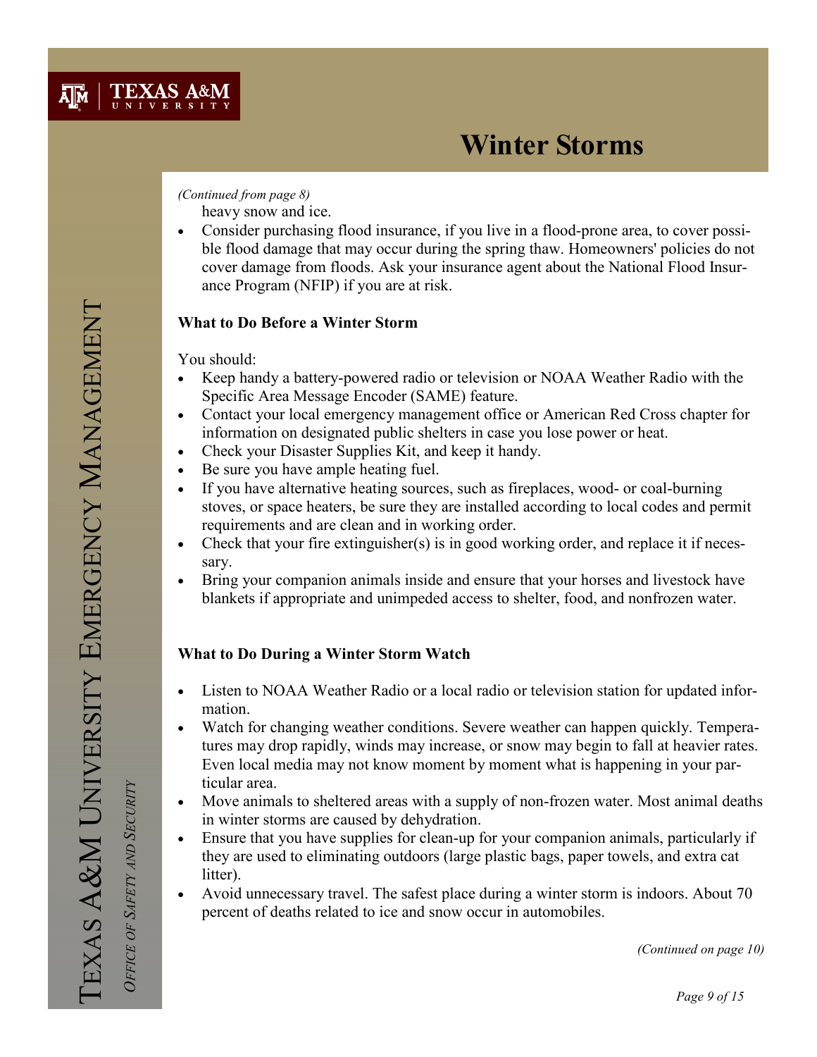# Winter Storms

*(Continued from page 8)*

heavy snow and ice.

- Consider purchasing flood insurance, if you live in a flood-prone area, to cover possible flood damage that may occur during the spring thaw. Homeowners' policies do not cover damage from floods. Ask your insurance agent about the National Flood Insurance Program (NFIP) if you are at risk.

**What to Do Before a Winter Storm**

You should:

- Keep handy a battery-powered radio or television or NOAA Weather Radio with the Specific Area Message Encoder (SAME) feature.
- Contact your local emergency management office or American Red Cross chapter for information on designated public shelters in case you lose power or heat.
- Check your Disaster Supplies Kit, and keep it handy.
- Be sure you have ample heating fuel.
- If you have alternative heating sources, such as fireplaces, wood- or coal-burning stoves, or space heaters, be sure they are installed according to local codes and permit requirements and are clean and in working order.
- Check that your fire extinguisher(s) is in good working order, and replace it if necessary.
- Bring your companion animals inside and ensure that your horses and livestock have blankets if appropriate and unimpeded access to shelter, food, and nonfrozen water.

**What to Do During a Winter Storm Watch**

- Listen to NOAA Weather Radio or a local radio or television station for updated information.
- Watch for changing weather conditions. Severe weather can happen quickly. Temperatures may drop rapidly, winds may increase, or snow may begin to fall at heavier rates. Even local media may not know moment by moment what is happening in your particular area.
- Move animals to sheltered areas with a supply of non-frozen water. Most animal deaths in winter storms are caused by dehydration.
- Ensure that you have supplies for clean-up for your companion animals, particularly if they are used to eliminating outdoors (large plastic bags, paper towels, and extra cat litter).
- Avoid unnecessary travel. The safest place during a winter storm is indoors. About 70 percent of deaths related to ice and snow occur in automobiles.

*(Continued on page 10)*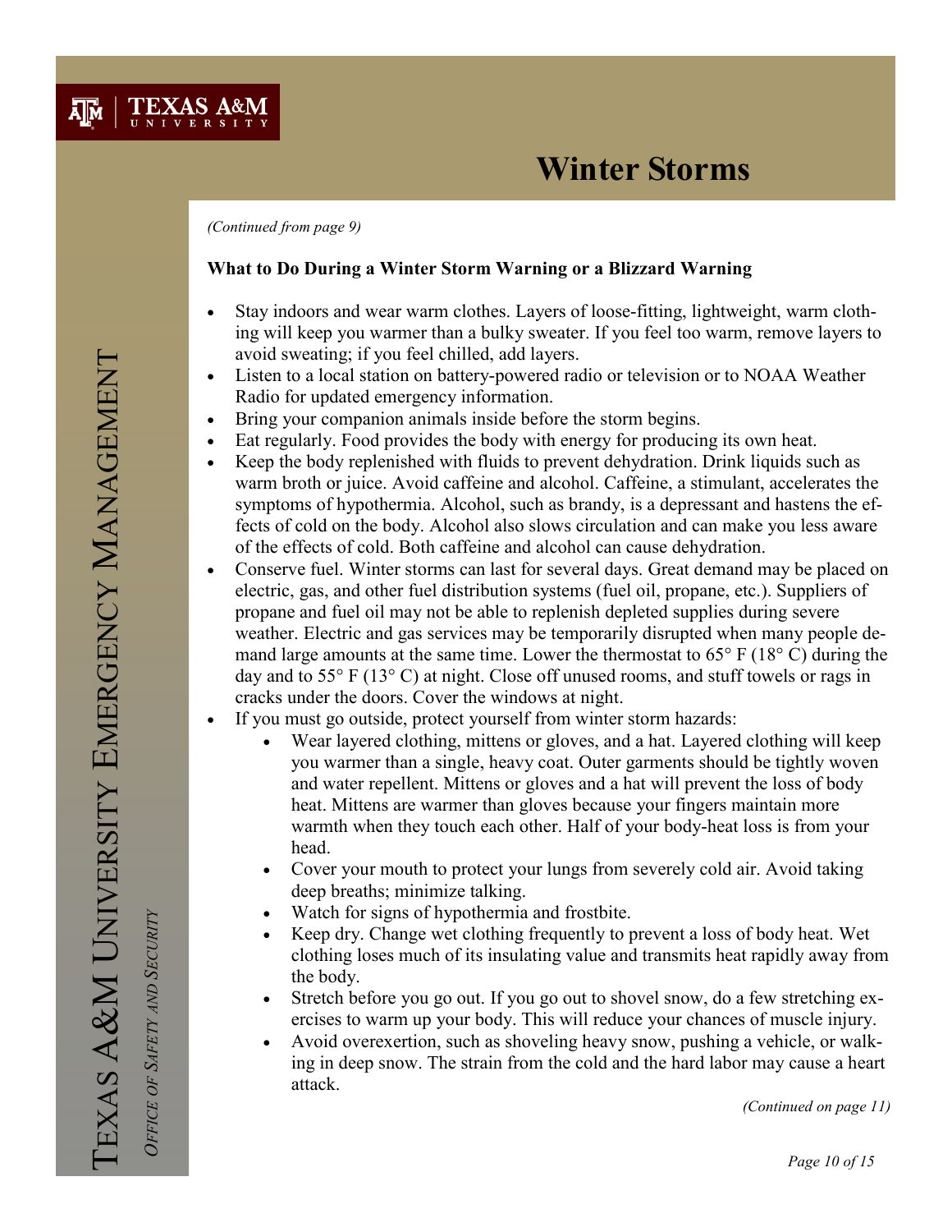# Winter Storms

*(Continued from page 9)*

**What to Do During a Winter Storm Warning or a Blizzard Warning**

- Stay indoors and wear warm clothes. Layers of loose-fitting, lightweight, warm clothing will keep you warmer than a bulky sweater. If you feel too warm, remove layers to avoid sweating; if you feel chilled, add layers.
- Listen to a local station on battery-powered radio or television or to NOAA Weather Radio for updated emergency information.
- Bring your companion animals inside before the storm begins.
- Eat regularly. Food provides the body with energy for producing its own heat.
- Keep the body replenished with fluids to prevent dehydration. Drink liquids such as warm broth or juice. Avoid caffeine and alcohol. Caffeine, a stimulant, accelerates the symptoms of hypothermia. Alcohol, such as brandy, is a depressant and hastens the effects of cold on the body. Alcohol also slows circulation and can make you less aware of the effects of cold. Both caffeine and alcohol can cause dehydration.
- Conserve fuel. Winter storms can last for several days. Great demand may be placed on electric, gas, and other fuel distribution systems (fuel oil, propane, etc.). Suppliers of propane and fuel oil may not be able to replenish depleted supplies during severe weather. Electric and gas services may be temporarily disrupted when many people demand large amounts at the same time. Lower the thermostat to 65° F (18° C) during the day and to 55° F (13° C) at night. Close off unused rooms, and stuff towels or rags in cracks under the doors. Cover the windows at night.
- If you must go outside, protect yourself from winter storm hazards:
  - Wear layered clothing, mittens or gloves, and a hat. Layered clothing will keep you warmer than a single, heavy coat. Outer garments should be tightly woven and water repellent. Mittens or gloves and a hat will prevent the loss of body heat. Mittens are warmer than gloves because your fingers maintain more warmth when they touch each other. Half of your body-heat loss is from your head.
  - Cover your mouth to protect your lungs from severely cold air. Avoid taking deep breaths; minimize talking.
  - Watch for signs of hypothermia and frostbite.
  - Keep dry. Change wet clothing frequently to prevent a loss of body heat. Wet clothing loses much of its insulating value and transmits heat rapidly away from the body.
  - Stretch before you go out. If you go out to shovel snow, do a few stretching exercises to warm up your body. This will reduce your chances of muscle injury.
  - Avoid overexertion, such as shoveling heavy snow, pushing a vehicle, or walking in deep snow. The strain from the cold and the hard labor may cause a heart attack.

*(Continued on page 11)*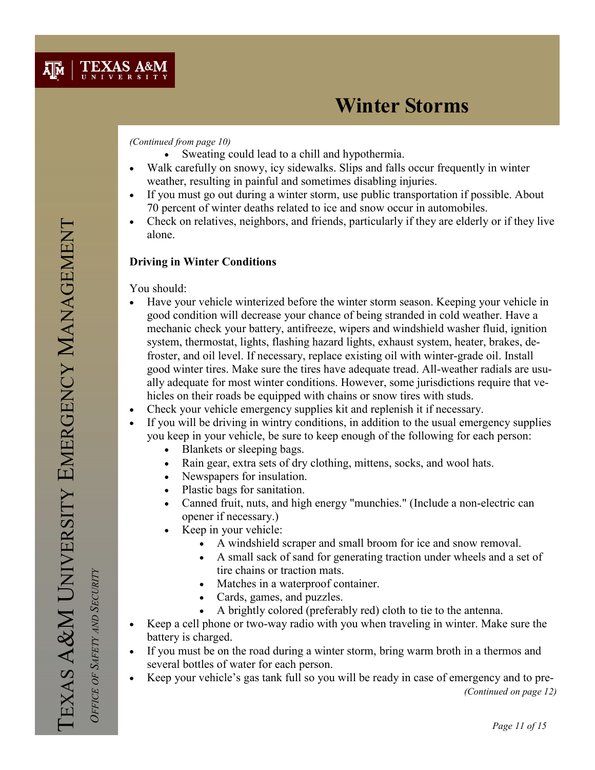## Winter Storms

*(Continued from page 10)*

- Sweating could lead to a chill and hypothermia.
- Walk carefully on snowy, icy sidewalks. Slips and falls occur frequently in winter weather, resulting in painful and sometimes disabling injuries.
- If you must go out during a winter storm, use public transportation if possible. About 70 percent of winter deaths related to ice and snow occur in automobiles.
- Check on relatives, neighbors, and friends, particularly if they are elderly or if they live alone.

**Driving in Winter Conditions**

You should:

- Have your vehicle winterized before the winter storm season. Keeping your vehicle in good condition will decrease your chance of being stranded in cold weather. Have a mechanic check your battery, antifreeze, wipers and windshield washer fluid, ignition system, thermostat, lights, flashing hazard lights, exhaust system, heater, brakes, defroster, and oil level. If necessary, replace existing oil with winter-grade oil. Install good winter tires. Make sure the tires have adequate tread. All-weather radials are usually adequate for most winter conditions. However, some jurisdictions require that vehicles on their roads be equipped with chains or snow tires with studs.
- Check your vehicle emergency supplies kit and replenish it if necessary.
- If you will be driving in wintry conditions, in addition to the usual emergency supplies you keep in your vehicle, be sure to keep enough of the following for each person:
  - Blankets or sleeping bags.
  - Rain gear, extra sets of dry clothing, mittens, socks, and wool hats.
  - Newspapers for insulation.
  - Plastic bags for sanitation.
  - Canned fruit, nuts, and high energy "munchies." (Include a non-electric can opener if necessary.)
  - Keep in your vehicle:
    - A windshield scraper and small broom for ice and snow removal.
    - A small sack of sand for generating traction under wheels and a set of tire chains or traction mats.
    - Matches in a waterproof container.
    - Cards, games, and puzzles.
    - A brightly colored (preferably red) cloth to tie to the antenna.
- Keep a cell phone or two-way radio with you when traveling in winter. Make sure the battery is charged.
- If you must be on the road during a winter storm, bring warm broth in a thermos and several bottles of water for each person.
- Keep your vehicle's gas tank full so you will be ready in case of emergency and to pre-

*(Continued on page 12)*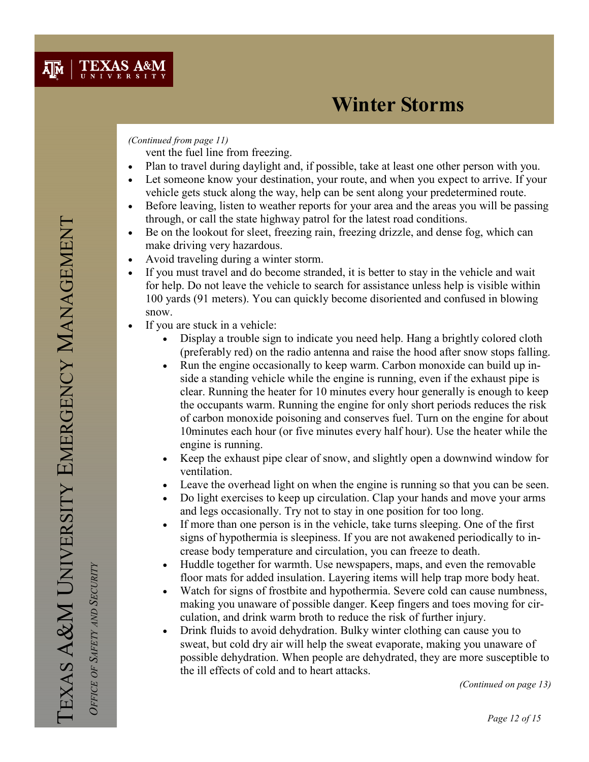# Winter Storms

*(Continued from page 11)*

vent the fuel line from freezing.

- Plan to travel during daylight and, if possible, take at least one other person with you.
- Let someone know your destination, your route, and when you expect to arrive. If your vehicle gets stuck along the way, help can be sent along your predetermined route.
- Before leaving, listen to weather reports for your area and the areas you will be passing through, or call the state highway patrol for the latest road conditions.
- Be on the lookout for sleet, freezing rain, freezing drizzle, and dense fog, which can make driving very hazardous.
- Avoid traveling during a winter storm.
- If you must travel and do become stranded, it is better to stay in the vehicle and wait for help. Do not leave the vehicle to search for assistance unless help is visible within 100 yards (91 meters). You can quickly become disoriented and confused in blowing snow.
- If you are stuck in a vehicle:
  - Display a trouble sign to indicate you need help. Hang a brightly colored cloth (preferably red) on the radio antenna and raise the hood after snow stops falling.
  - Run the engine occasionally to keep warm. Carbon monoxide can build up inside a standing vehicle while the engine is running, even if the exhaust pipe is clear. Running the heater for 10 minutes every hour generally is enough to keep the occupants warm. Running the engine for only short periods reduces the risk of carbon monoxide poisoning and conserves fuel. Turn on the engine for about 10minutes each hour (or five minutes every half hour). Use the heater while the engine is running.
  - Keep the exhaust pipe clear of snow, and slightly open a downwind window for ventilation.
  - Leave the overhead light on when the engine is running so that you can be seen.
  - Do light exercises to keep up circulation. Clap your hands and move your arms and legs occasionally. Try not to stay in one position for too long.
  - If more than one person is in the vehicle, take turns sleeping. One of the first signs of hypothermia is sleepiness. If you are not awakened periodically to increase body temperature and circulation, you can freeze to death.
  - Huddle together for warmth. Use newspapers, maps, and even the removable floor mats for added insulation. Layering items will help trap more body heat.
  - Watch for signs of frostbite and hypothermia. Severe cold can cause numbness, making you unaware of possible danger. Keep fingers and toes moving for circulation, and drink warm broth to reduce the risk of further injury.
  - Drink fluids to avoid dehydration. Bulky winter clothing can cause you to sweat, but cold dry air will help the sweat evaporate, making you unaware of possible dehydration. When people are dehydrated, they are more susceptible to the ill effects of cold and to heart attacks.

*(Continued on page 13)*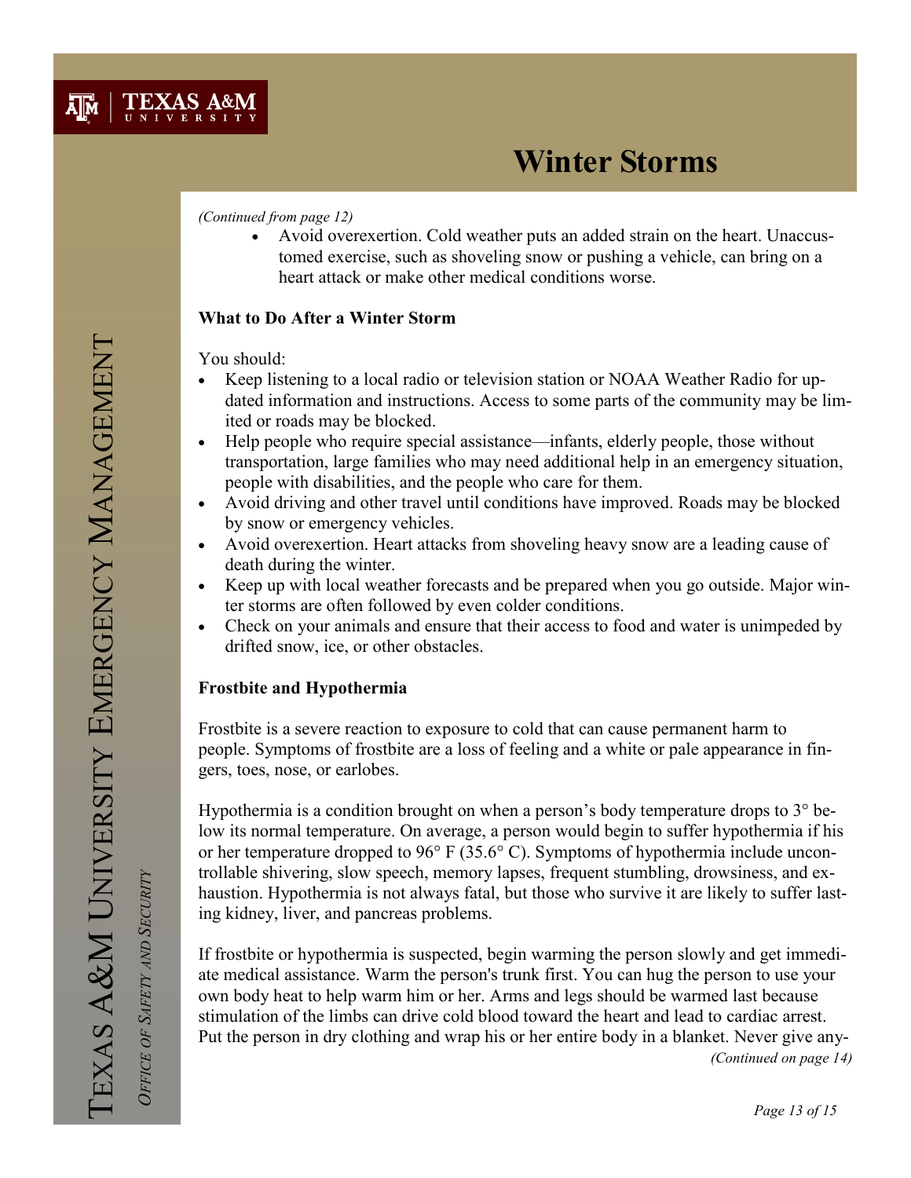# Winter Storms

*(Continued from page 12)*

- Avoid overexertion. Cold weather puts an added strain on the heart. Unaccustomed exercise, such as shoveling snow or pushing a vehicle, can bring on a heart attack or make other medical conditions worse.

**What to Do After a Winter Storm**

You should:

- Keep listening to a local radio or television station or NOAA Weather Radio for updated information and instructions. Access to some parts of the community may be limited or roads may be blocked.
- Help people who require special assistance—infants, elderly people, those without transportation, large families who may need additional help in an emergency situation, people with disabilities, and the people who care for them.
- Avoid driving and other travel until conditions have improved. Roads may be blocked by snow or emergency vehicles.
- Avoid overexertion. Heart attacks from shoveling heavy snow are a leading cause of death during the winter.
- Keep up with local weather forecasts and be prepared when you go outside. Major winter storms are often followed by even colder conditions.
- Check on your animals and ensure that their access to food and water is unimpeded by drifted snow, ice, or other obstacles.

**Frostbite and Hypothermia**

Frostbite is a severe reaction to exposure to cold that can cause permanent harm to people. Symptoms of frostbite are a loss of feeling and a white or pale appearance in fingers, toes, nose, or earlobes.

Hypothermia is a condition brought on when a person's body temperature drops to 3° below its normal temperature. On average, a person would begin to suffer hypothermia if his or her temperature dropped to 96° F (35.6° C). Symptoms of hypothermia include uncontrollable shivering, slow speech, memory lapses, frequent stumbling, drowsiness, and exhaustion. Hypothermia is not always fatal, but those who survive it are likely to suffer lasting kidney, liver, and pancreas problems.

If frostbite or hypothermia is suspected, begin warming the person slowly and get immediate medical assistance. Warm the person's trunk first. You can hug the person to use your own body heat to help warm him or her. Arms and legs should be warmed last because stimulation of the limbs can drive cold blood toward the heart and lead to cardiac arrest. Put the person in dry clothing and wrap his or her entire body in a blanket. Never give any-

*(Continued on page 14)*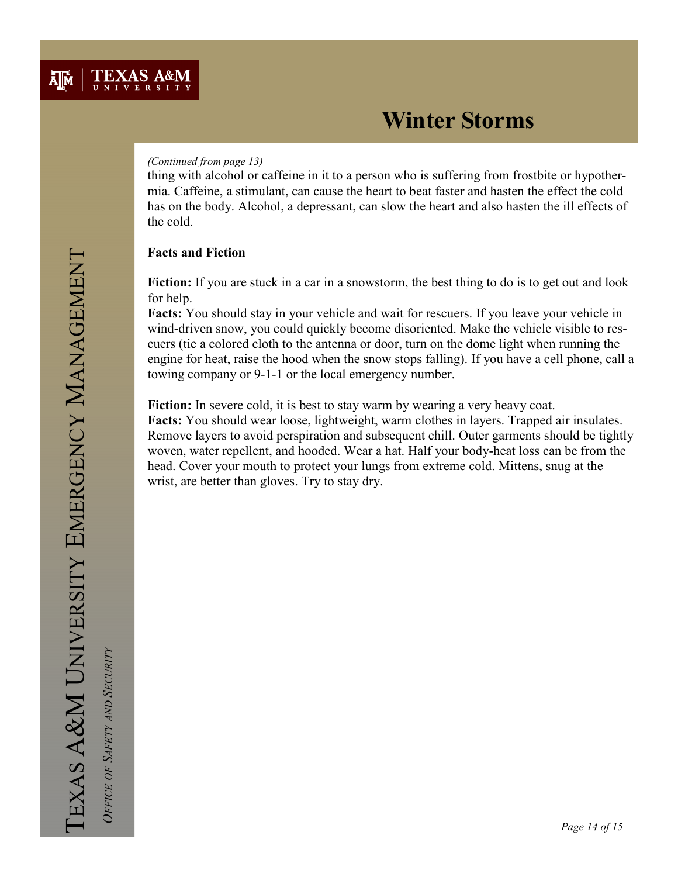*(Continued from page 13)*

thing with alcohol or caffeine in it to a person who is suffering from frostbite or hypothermia. Caffeine, a stimulant, can cause the heart to beat faster and hasten the effect the cold has on the body. Alcohol, a depressant, can slow the heart and also hasten the ill effects of the cold.

**Facts and Fiction**

**Fiction:** If you are stuck in a car in a snowstorm, the best thing to do is to get out and look for help.
**Facts:** You should stay in your vehicle and wait for rescuers. If you leave your vehicle in wind-driven snow, you could quickly become disoriented. Make the vehicle visible to rescuers (tie a colored cloth to the antenna or door, turn on the dome light when running the engine for heat, raise the hood when the snow stops falling). If you have a cell phone, call a towing company or 9-1-1 or the local emergency number.

**Fiction:** In severe cold, it is best to stay warm by wearing a very heavy coat.
**Facts:** You should wear loose, lightweight, warm clothes in layers. Trapped air insulates. Remove layers to avoid perspiration and subsequent chill. Outer garments should be tightly woven, water repellent, and hooded. Wear a hat. Half your body-heat loss can be from the head. Cover your mouth to protect your lungs from extreme cold. Mittens, snug at the wrist, are better than gloves. Try to stay dry.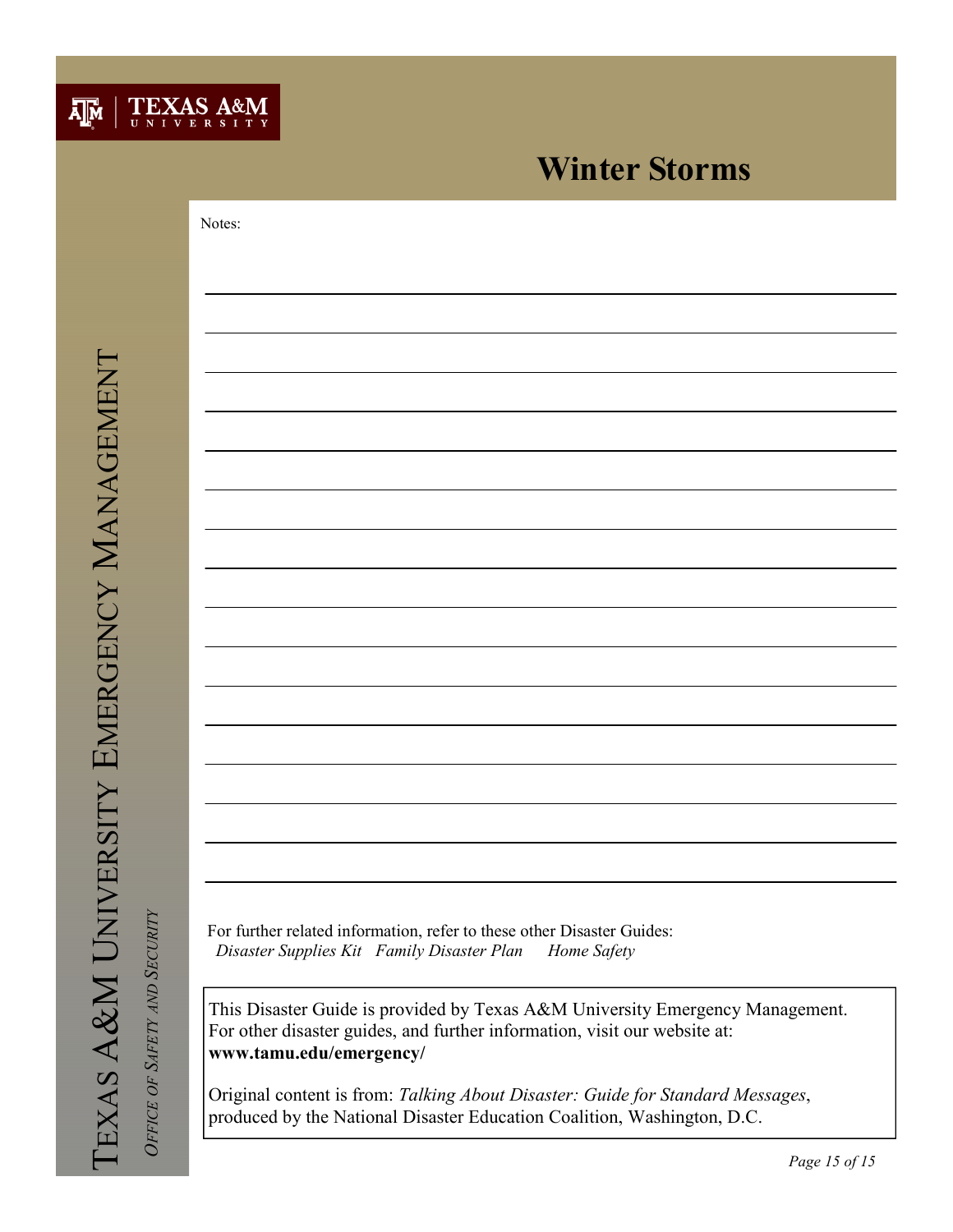# Winter Storms

Notes:

For further related information, refer to these other Disaster Guides:
*Disaster Supplies Kit* *Family Disaster Plan* *Home Safety*

This Disaster Guide is provided by Texas A&M University Emergency Management. For other disaster guides, and further information, visit our website at: **www.tamu.edu/emergency/**

Original content is from: *Talking About Disaster: Guide for Standard Messages*, produced by the National Disaster Education Coalition, Washington, D.C.